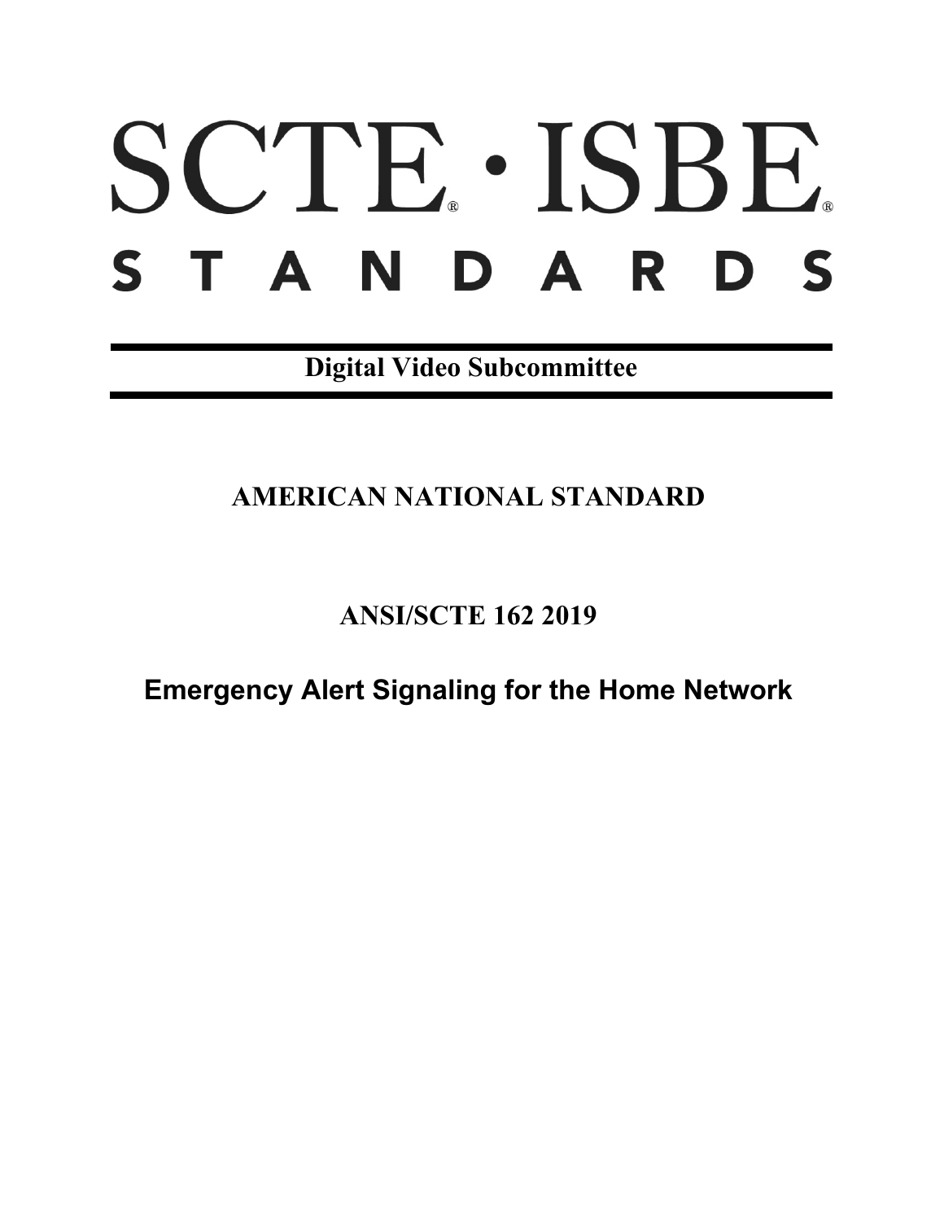# SCTE · ISBE

# STANDARDS

**Digital Video Subcommittee**

## AMERICAN NATIONAL STANDARD

## ANSI/SCTE 162 2019

# Emergency Alert Signaling for the Home Network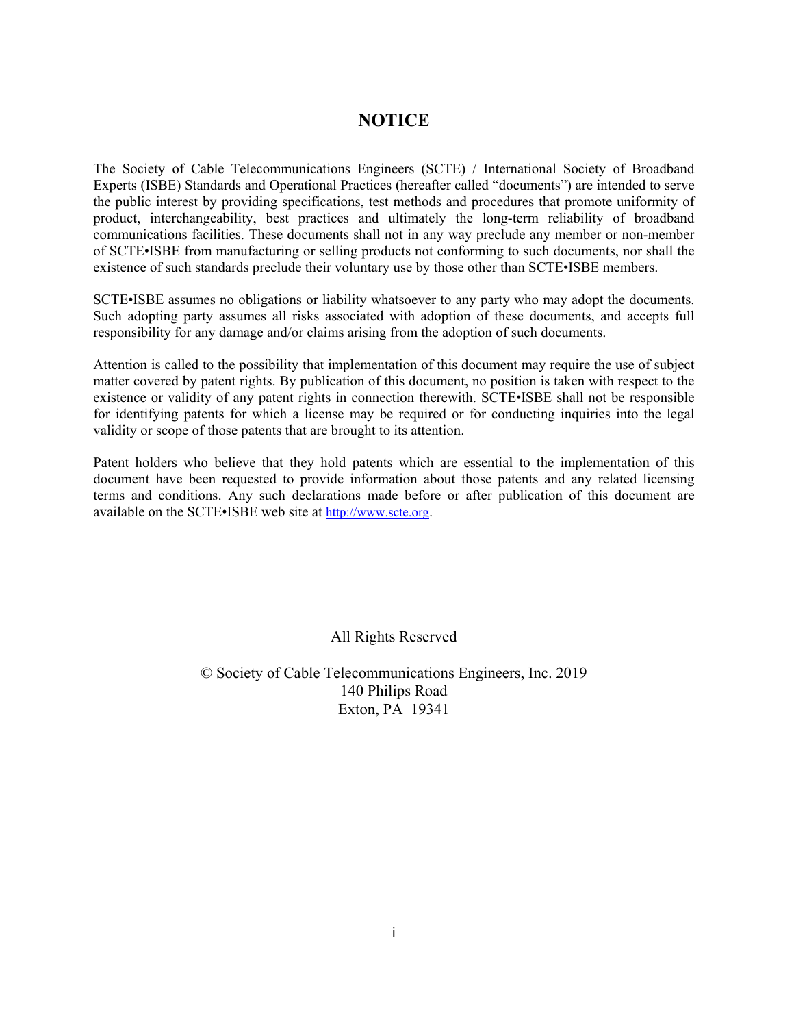# NOTICE

The Society of Cable Telecommunications Engineers (SCTE) / International Society of Broadband Experts (ISBE) Standards and Operational Practices (hereafter called "documents") are intended to serve the public interest by providing specifications, test methods and procedures that promote uniformity of product, interchangeability, best practices and ultimately the long-term reliability of broadband communications facilities. These documents shall not in any way preclude any member or non-member of SCTE•ISBE from manufacturing or selling products not conforming to such documents, nor shall the existence of such standards preclude their voluntary use by those other than SCTE•ISBE members.

SCTE•ISBE assumes no obligations or liability whatsoever to any party who may adopt the documents. Such adopting party assumes all risks associated with adoption of these documents, and accepts full responsibility for any damage and/or claims arising from the adoption of such documents.

Attention is called to the possibility that implementation of this document may require the use of subject matter covered by patent rights. By publication of this document, no position is taken with respect to the existence or validity of any patent rights in connection therewith. SCTE•ISBE shall not be responsible for identifying patents for which a license may be required or for conducting inquiries into the legal validity or scope of those patents that are brought to its attention.

Patent holders who believe that they hold patents which are essential to the implementation of this document have been requested to provide information about those patents and any related licensing terms and conditions. Any such declarations made before or after publication of this document are available on the SCTE•ISBE web site at http://www.scte.org.

All Rights Reserved

© Society of Cable Telecommunications Engineers, Inc. 2019
140 Philips Road
Exton, PA 19341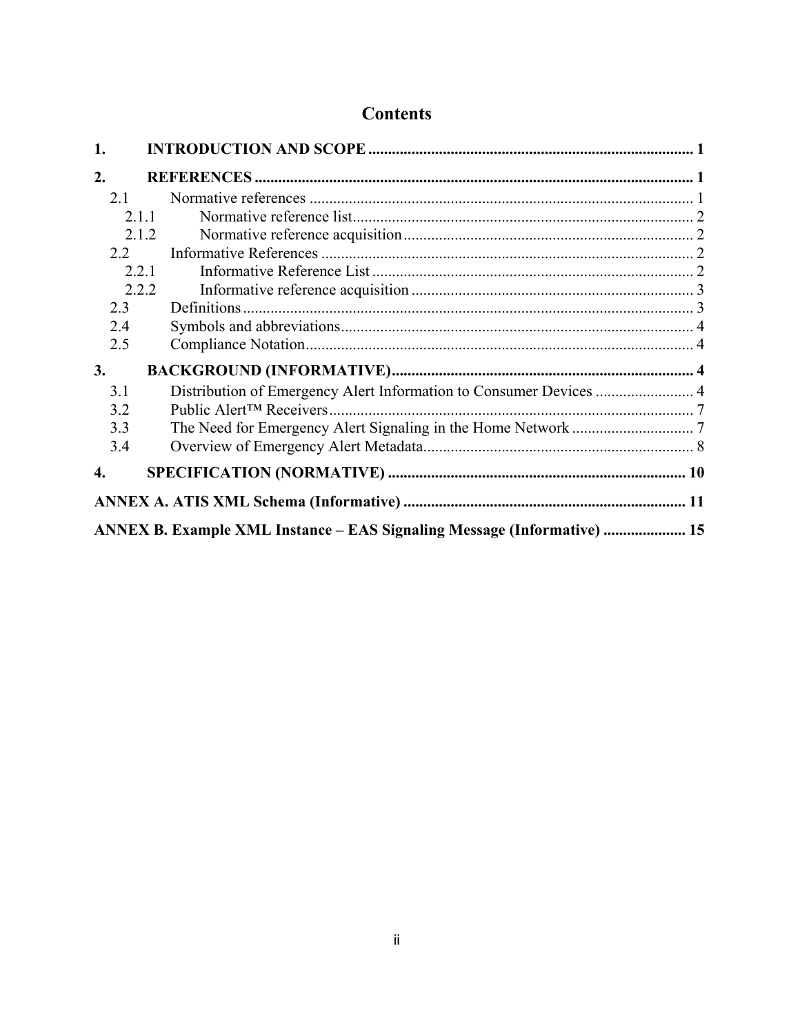# Contents

**1. INTRODUCTION AND SCOPE .................................................................................. 1**

**2. REFERENCES ............................................................................................................... 1**

- 2.1 Normative references ................................................................................................ 1
  - 2.1.1 Normative reference list...................................................................................... 2
  - 2.1.2 Normative reference acquisition ......................................................................... 2
- 2.2 Informative References .............................................................................................. 2
  - 2.2.1 Informative Reference List ................................................................................. 2
  - 2.2.2 Informative reference acquisition ....................................................................... 3
- 2.3 Definitions .................................................................................................................. 3
- 2.4 Symbols and abbreviations......................................................................................... 4
- 2.5 Compliance Notation.................................................................................................. 4

**3. BACKGROUND (INFORMATIVE)............................................................................ 4**

- 3.1 Distribution of Emergency Alert Information to Consumer Devices ......................... 4
- 3.2 Public Alert™ Receivers............................................................................................ 7
- 3.3 The Need for Emergency Alert Signaling in the Home Network ............................... 7
- 3.4 Overview of Emergency Alert Metadata.................................................................... 8

**4. SPECIFICATION (NORMATIVE) ........................................................................... 10**

**ANNEX A. ATIS XML Schema (Informative) ....................................................................... 11**

**ANNEX B. Example XML Instance – EAS Signaling Message (Informative) .................... 15**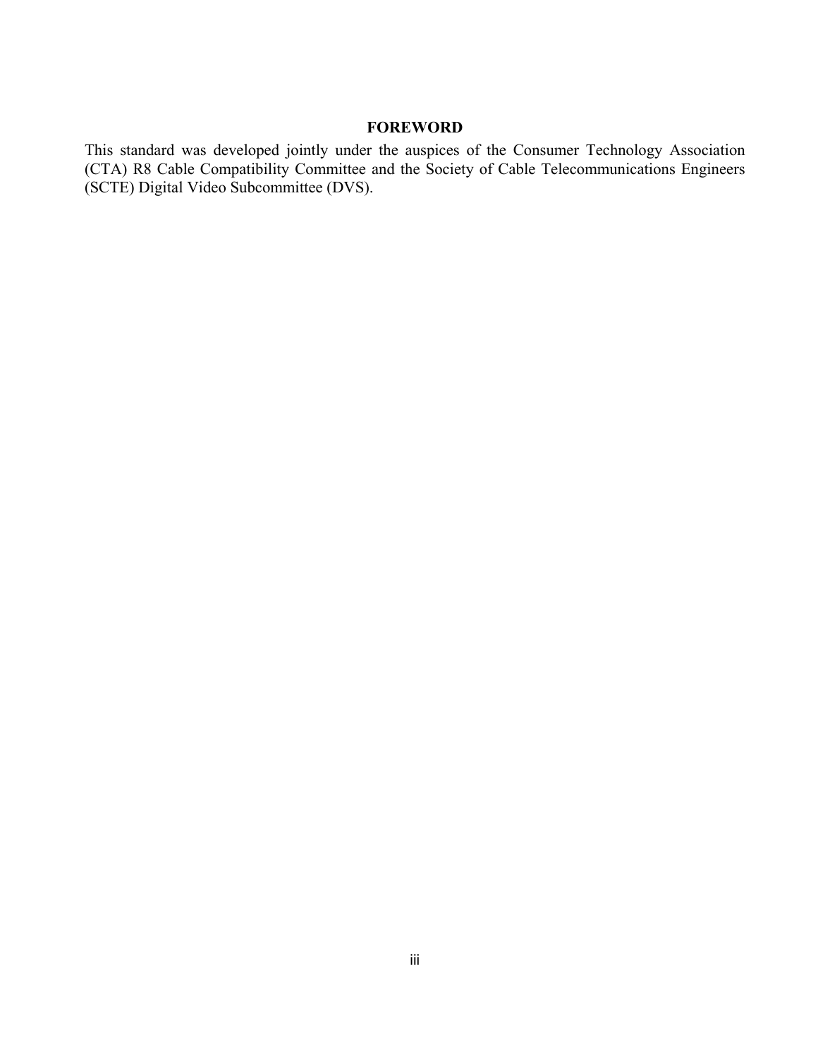## FOREWORD

This standard was developed jointly under the auspices of the Consumer Technology Association (CTA) R8 Cable Compatibility Committee and the Society of Cable Telecommunications Engineers (SCTE) Digital Video Subcommittee (DVS).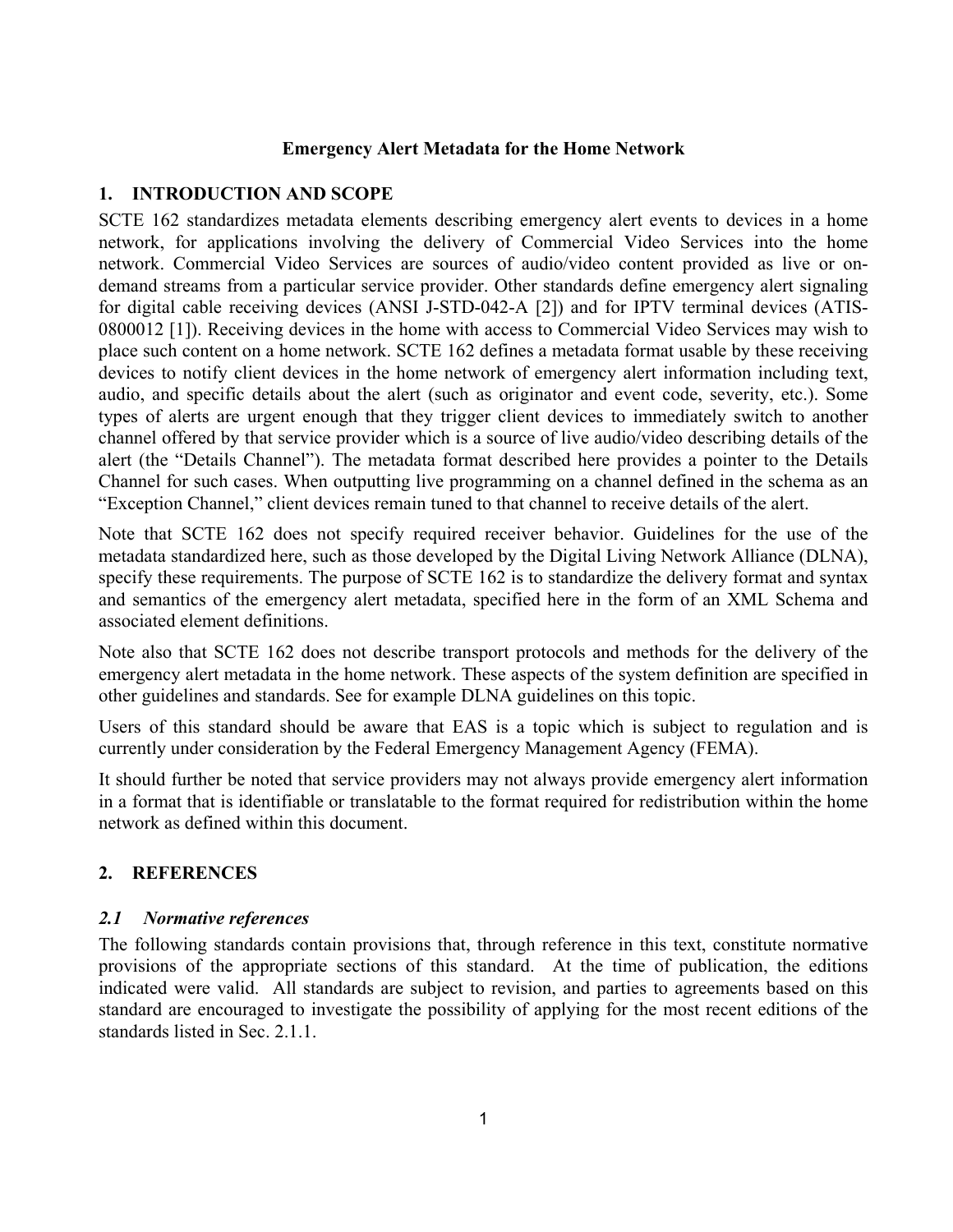**Emergency Alert Metadata for the Home Network**

## 1. INTRODUCTION AND SCOPE

SCTE 162 standardizes metadata elements describing emergency alert events to devices in a home network, for applications involving the delivery of Commercial Video Services into the home network. Commercial Video Services are sources of audio/video content provided as live or on-demand streams from a particular service provider. Other standards define emergency alert signaling for digital cable receiving devices (ANSI J-STD-042-A [2]) and for IPTV terminal devices (ATIS-0800012 [1]). Receiving devices in the home with access to Commercial Video Services may wish to place such content on a home network. SCTE 162 defines a metadata format usable by these receiving devices to notify client devices in the home network of emergency alert information including text, audio, and specific details about the alert (such as originator and event code, severity, etc.). Some types of alerts are urgent enough that they trigger client devices to immediately switch to another channel offered by that service provider which is a source of live audio/video describing details of the alert (the "Details Channel"). The metadata format described here provides a pointer to the Details Channel for such cases. When outputting live programming on a channel defined in the schema as an "Exception Channel," client devices remain tuned to that channel to receive details of the alert.

Note that SCTE 162 does not specify required receiver behavior. Guidelines for the use of the metadata standardized here, such as those developed by the Digital Living Network Alliance (DLNA), specify these requirements. The purpose of SCTE 162 is to standardize the delivery format and syntax and semantics of the emergency alert metadata, specified here in the form of an XML Schema and associated element definitions.

Note also that SCTE 162 does not describe transport protocols and methods for the delivery of the emergency alert metadata in the home network. These aspects of the system definition are specified in other guidelines and standards. See for example DLNA guidelines on this topic.

Users of this standard should be aware that EAS is a topic which is subject to regulation and is currently under consideration by the Federal Emergency Management Agency (FEMA).

It should further be noted that service providers may not always provide emergency alert information in a format that is identifiable or translatable to the format required for redistribution within the home network as defined within this document.

## 2. REFERENCES

### *2.1 Normative references*

The following standards contain provisions that, through reference in this text, constitute normative provisions of the appropriate sections of this standard. At the time of publication, the editions indicated were valid. All standards are subject to revision, and parties to agreements based on this standard are encouraged to investigate the possibility of applying for the most recent editions of the standards listed in Sec. 2.1.1.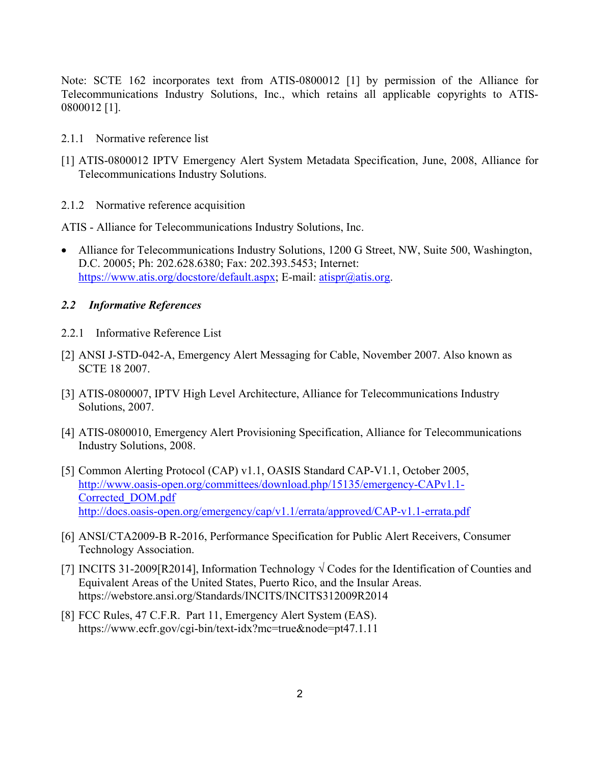Note: SCTE 162 incorporates text from ATIS-0800012 [1] by permission of the Alliance for Telecommunications Industry Solutions, Inc., which retains all applicable copyrights to ATIS-0800012 [1].

#### 2.1.1 Normative reference list

[1] ATIS-0800012 IPTV Emergency Alert System Metadata Specification, June, 2008, Alliance for Telecommunications Industry Solutions.

#### 2.1.2 Normative reference acquisition

ATIS - Alliance for Telecommunications Industry Solutions, Inc.

- Alliance for Telecommunications Industry Solutions, 1200 G Street, NW, Suite 500, Washington, D.C. 20005; Ph: 202.628.6380; Fax: 202.393.5453; Internet: https://www.atis.org/docstore/default.aspx; E-mail: atispr@atis.org.

### *2.2 Informative References*

#### 2.2.1 Informative Reference List

[2] ANSI J-STD-042-A, Emergency Alert Messaging for Cable, November 2007. Also known as SCTE 18 2007.

[3] ATIS-0800007, IPTV High Level Architecture, Alliance for Telecommunications Industry Solutions, 2007.

[4] ATIS-0800010, Emergency Alert Provisioning Specification, Alliance for Telecommunications Industry Solutions, 2008.

[5] Common Alerting Protocol (CAP) v1.1, OASIS Standard CAP-V1.1, October 2005, http://www.oasis-open.org/committees/download.php/15135/emergency-CAPv1.1-Corrected_DOM.pdf http://docs.oasis-open.org/emergency/cap/v1.1/errata/approved/CAP-v1.1-errata.pdf

[6] ANSI/CTA2009-B R-2016, Performance Specification for Public Alert Receivers, Consumer Technology Association.

[7] INCITS 31-2009[R2014], Information Technology √ Codes for the Identification of Counties and Equivalent Areas of the United States, Puerto Rico, and the Insular Areas. https://webstore.ansi.org/Standards/INCITS/INCITS312009R2014

[8] FCC Rules, 47 C.F.R. Part 11, Emergency Alert System (EAS). https://www.ecfr.gov/cgi-bin/text-idx?mc=true&node=pt47.1.11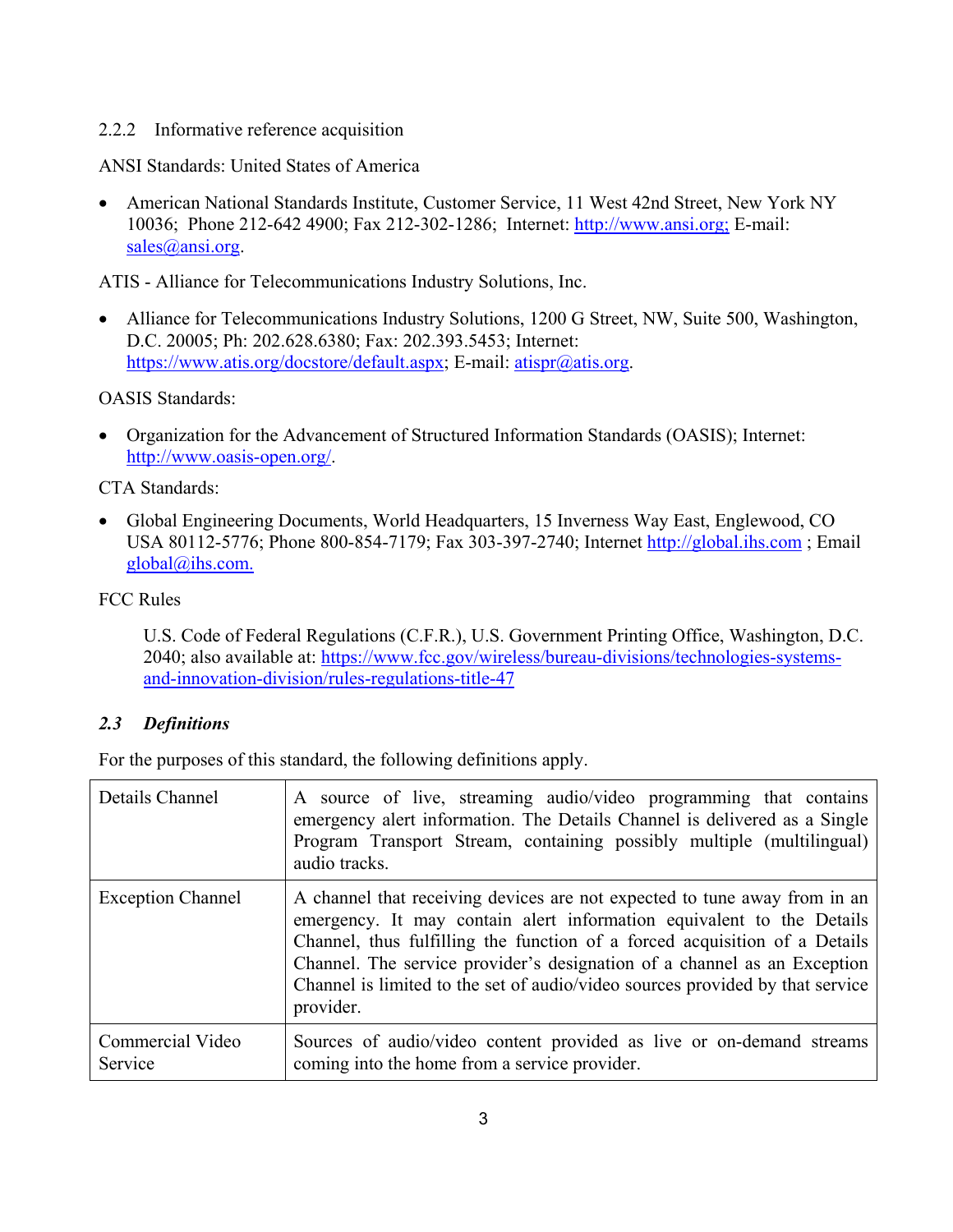### 2.2.2 Informative reference acquisition

ANSI Standards: United States of America

- American National Standards Institute, Customer Service, 11 West 42nd Street, New York NY 10036; Phone 212-642 4900; Fax 212-302-1286; Internet: http://www.ansi.org; E-mail: sales@ansi.org.

ATIS - Alliance for Telecommunications Industry Solutions, Inc.

- Alliance for Telecommunications Industry Solutions, 1200 G Street, NW, Suite 500, Washington, D.C. 20005; Ph: 202.628.6380; Fax: 202.393.5453; Internet: https://www.atis.org/docstore/default.aspx; E-mail: atispr@atis.org.

OASIS Standards:

- Organization for the Advancement of Structured Information Standards (OASIS); Internet: http://www.oasis-open.org/.

CTA Standards:

- Global Engineering Documents, World Headquarters, 15 Inverness Way East, Englewood, CO USA 80112-5776; Phone 800-854-7179; Fax 303-397-2740; Internet http://global.ihs.com ; Email global@ihs.com.

FCC Rules

U.S. Code of Federal Regulations (C.F.R.), U.S. Government Printing Office, Washington, D.C. 2040; also available at: https://www.fcc.gov/wireless/bureau-divisions/technologies-systems-and-innovation-division/rules-regulations-title-47

## *2.3 Definitions*

For the purposes of this standard, the following definitions apply.

| Term | Definition |
|---|---|
| Details Channel | A source of live, streaming audio/video programming that contains emergency alert information. The Details Channel is delivered as a Single Program Transport Stream, containing possibly multiple (multilingual) audio tracks. |
| Exception Channel | A channel that receiving devices are not expected to tune away from in an emergency. It may contain alert information equivalent to the Details Channel, thus fulfilling the function of a forced acquisition of a Details Channel. The service provider's designation of a channel as an Exception Channel is limited to the set of audio/video sources provided by that service provider. |
| Commercial Video Service | Sources of audio/video content provided as live or on-demand streams coming into the home from a service provider. |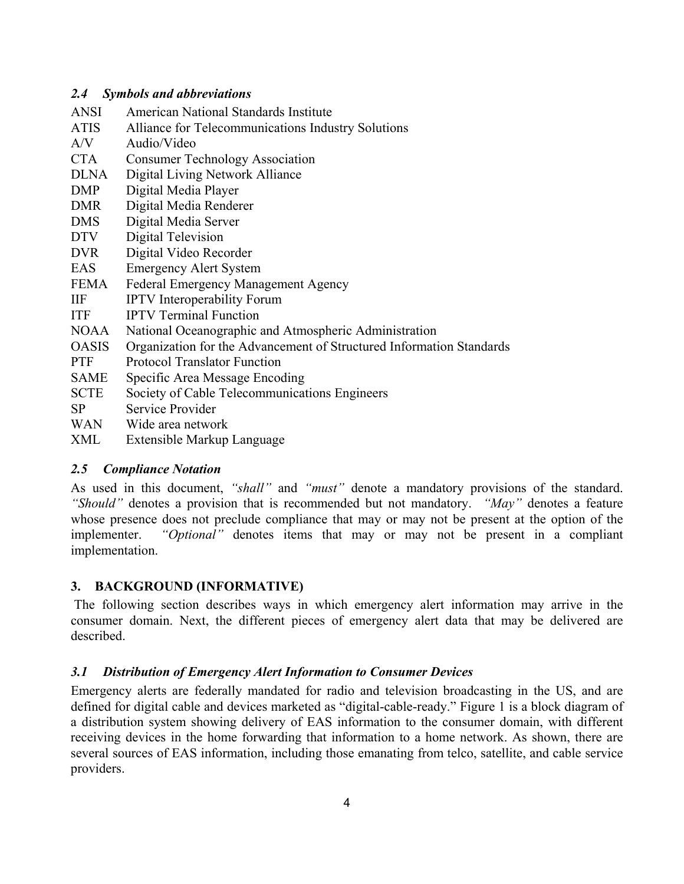### *2.4 Symbols and abbreviations*

| | |
|---|---|
| ANSI | American National Standards Institute |
| ATIS | Alliance for Telecommunications Industry Solutions |
| A/V | Audio/Video |
| CTA | Consumer Technology Association |
| DLNA | Digital Living Network Alliance |
| DMP | Digital Media Player |
| DMR | Digital Media Renderer |
| DMS | Digital Media Server |
| DTV | Digital Television |
| DVR | Digital Video Recorder |
| EAS | Emergency Alert System |
| FEMA | Federal Emergency Management Agency |
| IIF | IPTV Interoperability Forum |
| ITF | IPTV Terminal Function |
| NOAA | National Oceanographic and Atmospheric Administration |
| OASIS | Organization for the Advancement of Structured Information Standards |
| PTF | Protocol Translator Function |
| SAME | Specific Area Message Encoding |
| SCTE | Society of Cable Telecommunications Engineers |
| SP | Service Provider |
| WAN | Wide area network |
| XML | Extensible Markup Language |

### *2.5 Compliance Notation*

As used in this document, *"shall"* and *"must"* denote a mandatory provisions of the standard. *"Should"* denotes a provision that is recommended but not mandatory. *"May"* denotes a feature whose presence does not preclude compliance that may or may not be present at the option of the implementer. *"Optional"* denotes items that may or may not be present in a compliant implementation.

## 3. BACKGROUND (INFORMATIVE)

The following section describes ways in which emergency alert information may arrive in the consumer domain. Next, the different pieces of emergency alert data that may be delivered are described.

### *3.1 Distribution of Emergency Alert Information to Consumer Devices*

Emergency alerts are federally mandated for radio and television broadcasting in the US, and are defined for digital cable and devices marketed as "digital-cable-ready." Figure 1 is a block diagram of a distribution system showing delivery of EAS information to the consumer domain, with different receiving devices in the home forwarding that information to a home network. As shown, there are several sources of EAS information, including those emanating from telco, satellite, and cable service providers.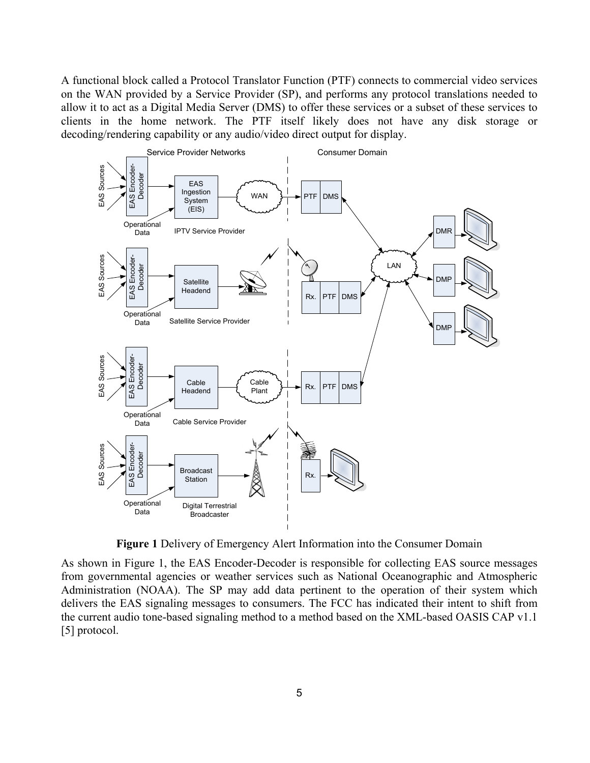A functional block called a Protocol Translator Function (PTF) connects to commercial video services on the WAN provided by a Service Provider (SP), and performs any protocol translations needed to allow it to act as a Digital Media Server (DMS) to offer these services or a subset of these services to clients in the home network. The PTF itself likely does not have any disk storage or decoding/rendering capability or any audio/video direct output for display.

**Figure 1** Delivery of Emergency Alert Information into the Consumer Domain

As shown in Figure 1, the EAS Encoder-Decoder is responsible for collecting EAS source messages from governmental agencies or weather services such as National Oceanographic and Atmospheric Administration (NOAA). The SP may add data pertinent to the operation of their system which delivers the EAS signaling messages to consumers. The FCC has indicated their intent to shift from the current audio tone-based signaling method to a method based on the XML-based OASIS CAP v1.1 [5] protocol.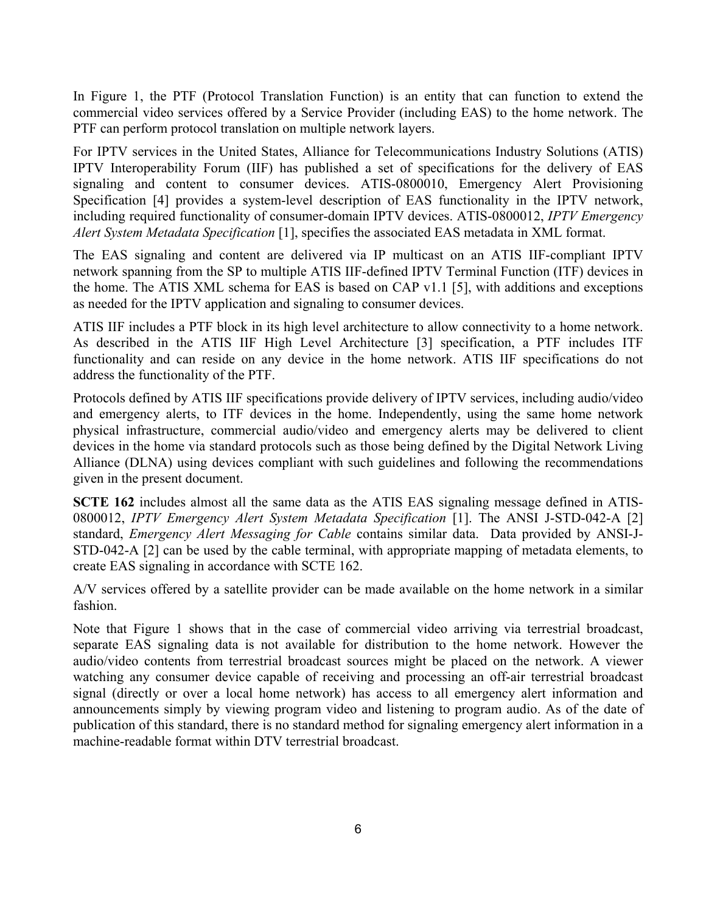In Figure 1, the PTF (Protocol Translation Function) is an entity that can function to extend the commercial video services offered by a Service Provider (including EAS) to the home network. The PTF can perform protocol translation on multiple network layers.

For IPTV services in the United States, Alliance for Telecommunications Industry Solutions (ATIS) IPTV Interoperability Forum (IIF) has published a set of specifications for the delivery of EAS signaling and content to consumer devices. ATIS-0800010, Emergency Alert Provisioning Specification [4] provides a system-level description of EAS functionality in the IPTV network, including required functionality of consumer-domain IPTV devices. ATIS-0800012, *IPTV Emergency Alert System Metadata Specification* [1], specifies the associated EAS metadata in XML format.

The EAS signaling and content are delivered via IP multicast on an ATIS IIF-compliant IPTV network spanning from the SP to multiple ATIS IIF-defined IPTV Terminal Function (ITF) devices in the home. The ATIS XML schema for EAS is based on CAP v1.1 [5], with additions and exceptions as needed for the IPTV application and signaling to consumer devices.

ATIS IIF includes a PTF block in its high level architecture to allow connectivity to a home network. As described in the ATIS IIF High Level Architecture [3] specification, a PTF includes ITF functionality and can reside on any device in the home network. ATIS IIF specifications do not address the functionality of the PTF.

Protocols defined by ATIS IIF specifications provide delivery of IPTV services, including audio/video and emergency alerts, to ITF devices in the home. Independently, using the same home network physical infrastructure, commercial audio/video and emergency alerts may be delivered to client devices in the home via standard protocols such as those being defined by the Digital Network Living Alliance (DLNA) using devices compliant with such guidelines and following the recommendations given in the present document.

**SCTE 162** includes almost all the same data as the ATIS EAS signaling message defined in ATIS-0800012, *IPTV Emergency Alert System Metadata Specification* [1]. The ANSI J-STD-042-A [2] standard, *Emergency Alert Messaging for Cable* contains similar data. Data provided by ANSI-J-STD-042-A [2] can be used by the cable terminal, with appropriate mapping of metadata elements, to create EAS signaling in accordance with SCTE 162.

A/V services offered by a satellite provider can be made available on the home network in a similar fashion.

Note that Figure 1 shows that in the case of commercial video arriving via terrestrial broadcast, separate EAS signaling data is not available for distribution to the home network. However the audio/video contents from terrestrial broadcast sources might be placed on the network. A viewer watching any consumer device capable of receiving and processing an off-air terrestrial broadcast signal (directly or over a local home network) has access to all emergency alert information and announcements simply by viewing program video and listening to program audio. As of the date of publication of this standard, there is no standard method for signaling emergency alert information in a machine-readable format within DTV terrestrial broadcast.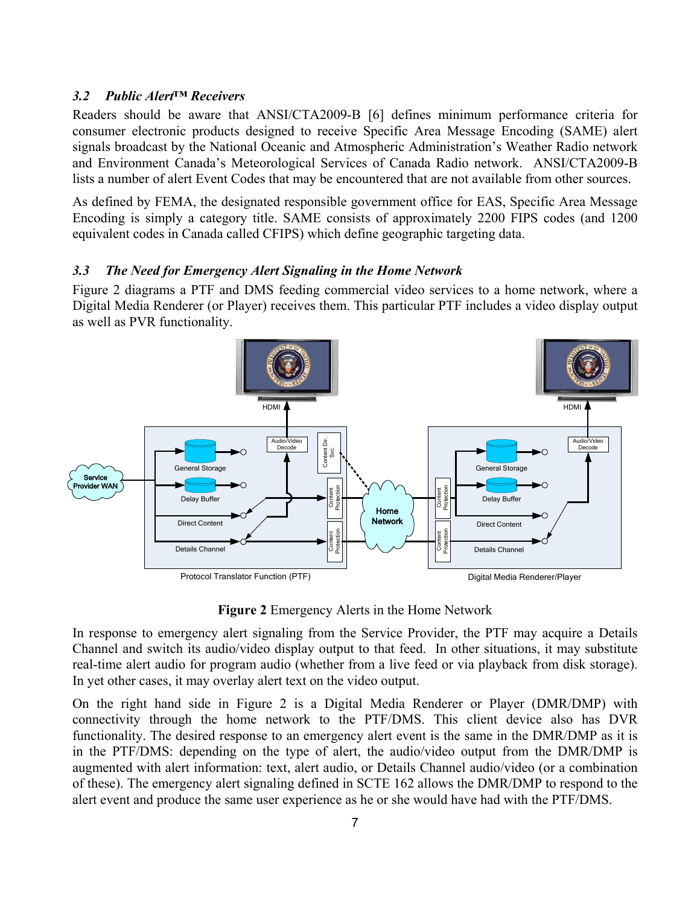### *3.2 Public Alert™ Receivers*

Readers should be aware that ANSI/CTA2009-B [6] defines minimum performance criteria for consumer electronic products designed to receive Specific Area Message Encoding (SAME) alert signals broadcast by the National Oceanic and Atmospheric Administration's Weather Radio network and Environment Canada's Meteorological Services of Canada Radio network. ANSI/CTA2009-B lists a number of alert Event Codes that may be encountered that are not available from other sources.

As defined by FEMA, the designated responsible government office for EAS, Specific Area Message Encoding is simply a category title. SAME consists of approximately 2200 FIPS codes (and 1200 equivalent codes in Canada called CFIPS) which define geographic targeting data.

### *3.3 The Need for Emergency Alert Signaling in the Home Network*

Figure 2 diagrams a PTF and DMS feeding commercial video services to a home network, where a Digital Media Renderer (or Player) receives them. This particular PTF includes a video display output as well as PVR functionality.

**Figure 2** Emergency Alerts in the Home Network

In response to emergency alert signaling from the Service Provider, the PTF may acquire a Details Channel and switch its audio/video display output to that feed. In other situations, it may substitute real-time alert audio for program audio (whether from a live feed or via playback from disk storage). In yet other cases, it may overlay alert text on the video output.

On the right hand side in Figure 2 is a Digital Media Renderer or Player (DMR/DMP) with connectivity through the home network to the PTF/DMS. This client device also has DVR functionality. The desired response to an emergency alert event is the same in the DMR/DMP as it is in the PTF/DMS: depending on the type of alert, the audio/video output from the DMR/DMP is augmented with alert information: text, alert audio, or Details Channel audio/video (or a combination of these). The emergency alert signaling defined in SCTE 162 allows the DMR/DMP to respond to the alert event and produce the same user experience as he or she would have had with the PTF/DMS.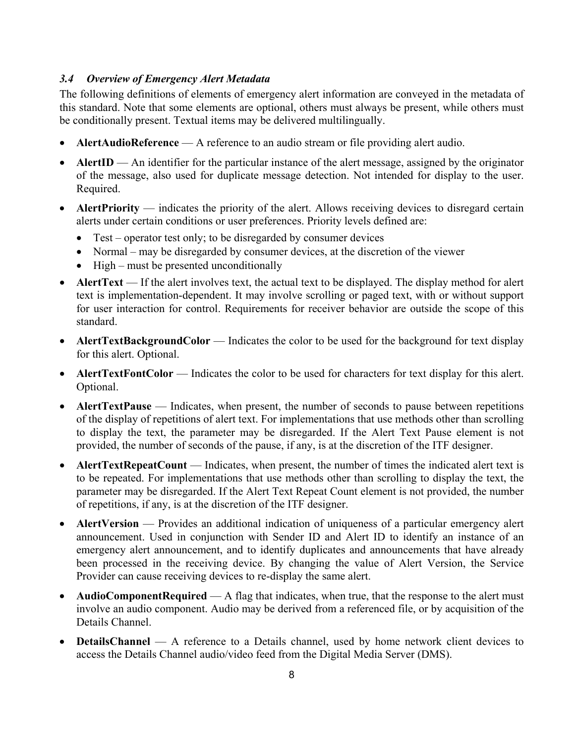### *3.4 Overview of Emergency Alert Metadata*

The following definitions of elements of emergency alert information are conveyed in the metadata of this standard. Note that some elements are optional, others must always be present, while others must be conditionally present. Textual items may be delivered multilingually.

- **AlertAudioReference** — A reference to an audio stream or file providing alert audio.
- **AlertID** — An identifier for the particular instance of the alert message, assigned by the originator of the message, also used for duplicate message detection. Not intended for display to the user. Required.
- **AlertPriority** — indicates the priority of the alert. Allows receiving devices to disregard certain alerts under certain conditions or user preferences. Priority levels defined are:
  - Test – operator test only; to be disregarded by consumer devices
  - Normal – may be disregarded by consumer devices, at the discretion of the viewer
  - High – must be presented unconditionally
- **AlertText** — If the alert involves text, the actual text to be displayed. The display method for alert text is implementation-dependent. It may involve scrolling or paged text, with or without support for user interaction for control. Requirements for receiver behavior are outside the scope of this standard.
- **AlertTextBackgroundColor** — Indicates the color to be used for the background for text display for this alert. Optional.
- **AlertTextFontColor** — Indicates the color to be used for characters for text display for this alert. Optional.
- **AlertTextPause** — Indicates, when present, the number of seconds to pause between repetitions of the display of repetitions of alert text. For implementations that use methods other than scrolling to display the text, the parameter may be disregarded. If the Alert Text Pause element is not provided, the number of seconds of the pause, if any, is at the discretion of the ITF designer.
- **AlertTextRepeatCount** — Indicates, when present, the number of times the indicated alert text is to be repeated. For implementations that use methods other than scrolling to display the text, the parameter may be disregarded. If the Alert Text Repeat Count element is not provided, the number of repetitions, if any, is at the discretion of the ITF designer.
- **AlertVersion** — Provides an additional indication of uniqueness of a particular emergency alert announcement. Used in conjunction with Sender ID and Alert ID to identify an instance of an emergency alert announcement, and to identify duplicates and announcements that have already been processed in the receiving device. By changing the value of Alert Version, the Service Provider can cause receiving devices to re-display the same alert.
- **AudioComponentRequired** — A flag that indicates, when true, that the response to the alert must involve an audio component. Audio may be derived from a referenced file, or by acquisition of the Details Channel.
- **DetailsChannel** — A reference to a Details channel, used by home network client devices to access the Details Channel audio/video feed from the Digital Media Server (DMS).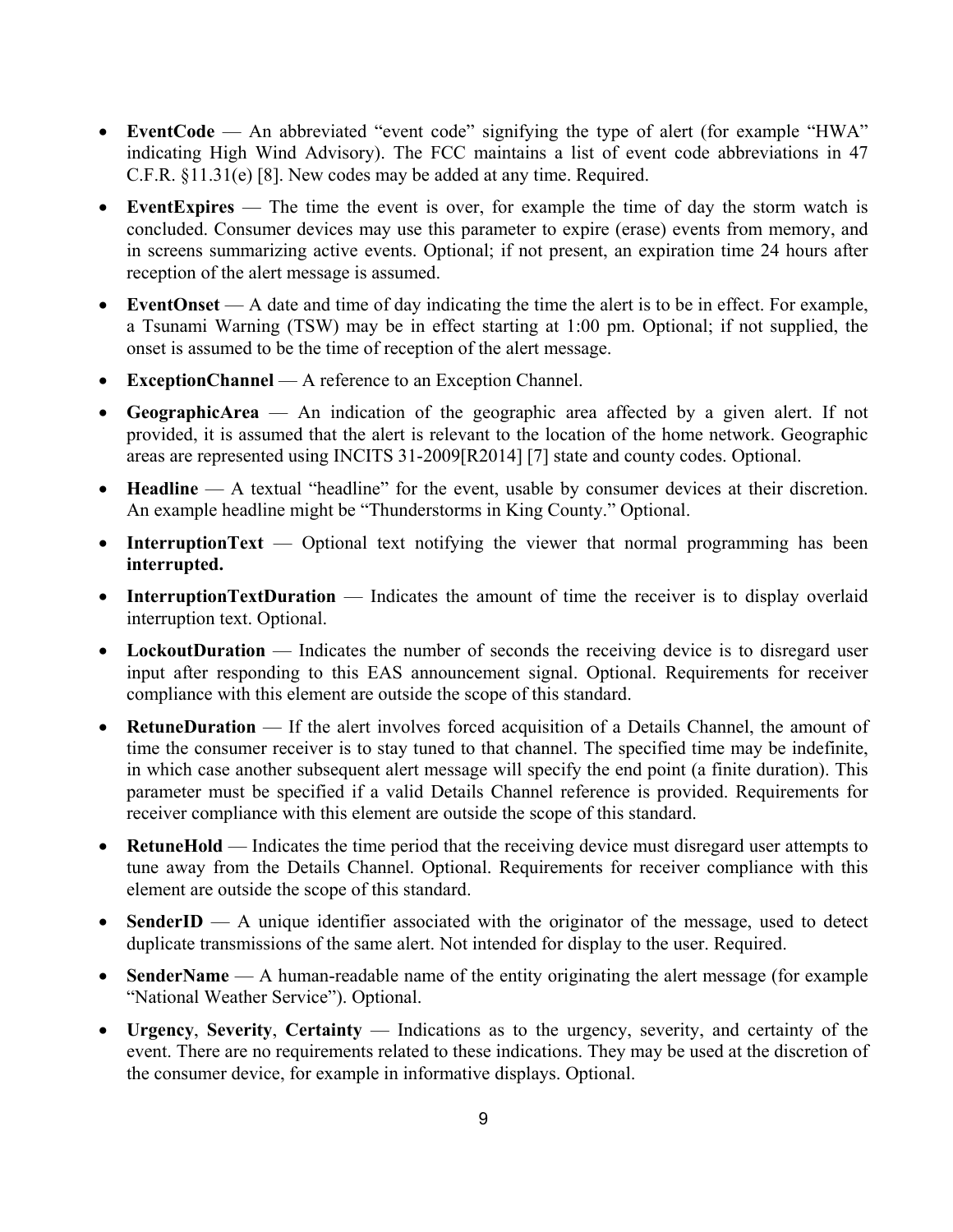- **EventCode** — An abbreviated "event code" signifying the type of alert (for example "HWA" indicating High Wind Advisory). The FCC maintains a list of event code abbreviations in 47 C.F.R. §11.31(e) [8]. New codes may be added at any time. Required.
- **EventExpires** — The time the event is over, for example the time of day the storm watch is concluded. Consumer devices may use this parameter to expire (erase) events from memory, and in screens summarizing active events. Optional; if not present, an expiration time 24 hours after reception of the alert message is assumed.
- **EventOnset** — A date and time of day indicating the time the alert is to be in effect. For example, a Tsunami Warning (TSW) may be in effect starting at 1:00 pm. Optional; if not supplied, the onset is assumed to be the time of reception of the alert message.
- **ExceptionChannel** — A reference to an Exception Channel.
- **GeographicArea** — An indication of the geographic area affected by a given alert. If not provided, it is assumed that the alert is relevant to the location of the home network. Geographic areas are represented using INCITS 31-2009[R2014] [7] state and county codes. Optional.
- **Headline** — A textual "headline" for the event, usable by consumer devices at their discretion. An example headline might be "Thunderstorms in King County." Optional.
- **InterruptionText** — Optional text notifying the viewer that normal programming has been **interrupted.**
- **InterruptionTextDuration** — Indicates the amount of time the receiver is to display overlaid interruption text. Optional.
- **LockoutDuration** — Indicates the number of seconds the receiving device is to disregard user input after responding to this EAS announcement signal. Optional. Requirements for receiver compliance with this element are outside the scope of this standard.
- **RetuneDuration** — If the alert involves forced acquisition of a Details Channel, the amount of time the consumer receiver is to stay tuned to that channel. The specified time may be indefinite, in which case another subsequent alert message will specify the end point (a finite duration). This parameter must be specified if a valid Details Channel reference is provided. Requirements for receiver compliance with this element are outside the scope of this standard.
- **RetuneHold** — Indicates the time period that the receiving device must disregard user attempts to tune away from the Details Channel. Optional. Requirements for receiver compliance with this element are outside the scope of this standard.
- **SenderID** — A unique identifier associated with the originator of the message, used to detect duplicate transmissions of the same alert. Not intended for display to the user. Required.
- **SenderName** — A human-readable name of the entity originating the alert message (for example "National Weather Service"). Optional.
- **Urgency**, **Severity**, **Certainty** — Indications as to the urgency, severity, and certainty of the event. There are no requirements related to these indications. They may be used at the discretion of the consumer device, for example in informative displays. Optional.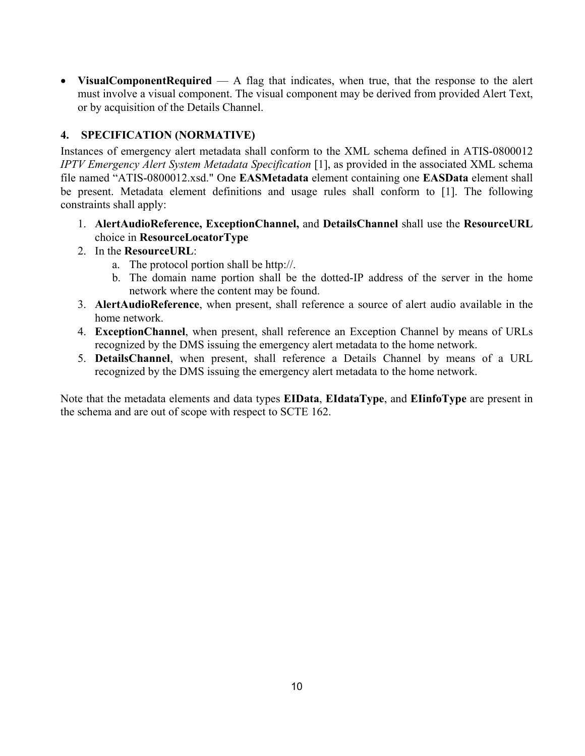- **VisualComponentRequired** — A flag that indicates, when true, that the response to the alert must involve a visual component. The visual component may be derived from provided Alert Text, or by acquisition of the Details Channel.

## 4. SPECIFICATION (NORMATIVE)

Instances of emergency alert metadata shall conform to the XML schema defined in ATIS-0800012 *IPTV Emergency Alert System Metadata Specification* [1], as provided in the associated XML schema file named "ATIS-0800012.xsd." One **EASMetadata** element containing one **EASData** element shall be present. Metadata element definitions and usage rules shall conform to [1]. The following constraints shall apply:

1. **AlertAudioReference, ExceptionChannel,** and **DetailsChannel** shall use the **ResourceURL** choice in **ResourceLocatorType**
2. In the **ResourceURL**:
   a. The protocol portion shall be http://.
   b. The domain name portion shall be the dotted-IP address of the server in the home network where the content may be found.
3. **AlertAudioReference**, when present, shall reference a source of alert audio available in the home network.
4. **ExceptionChannel**, when present, shall reference an Exception Channel by means of URLs recognized by the DMS issuing the emergency alert metadata to the home network.
5. **DetailsChannel**, when present, shall reference a Details Channel by means of a URL recognized by the DMS issuing the emergency alert metadata to the home network.

Note that the metadata elements and data types **EIData**, **EIdataType**, and **EIinfoType** are present in the schema and are out of scope with respect to SCTE 162.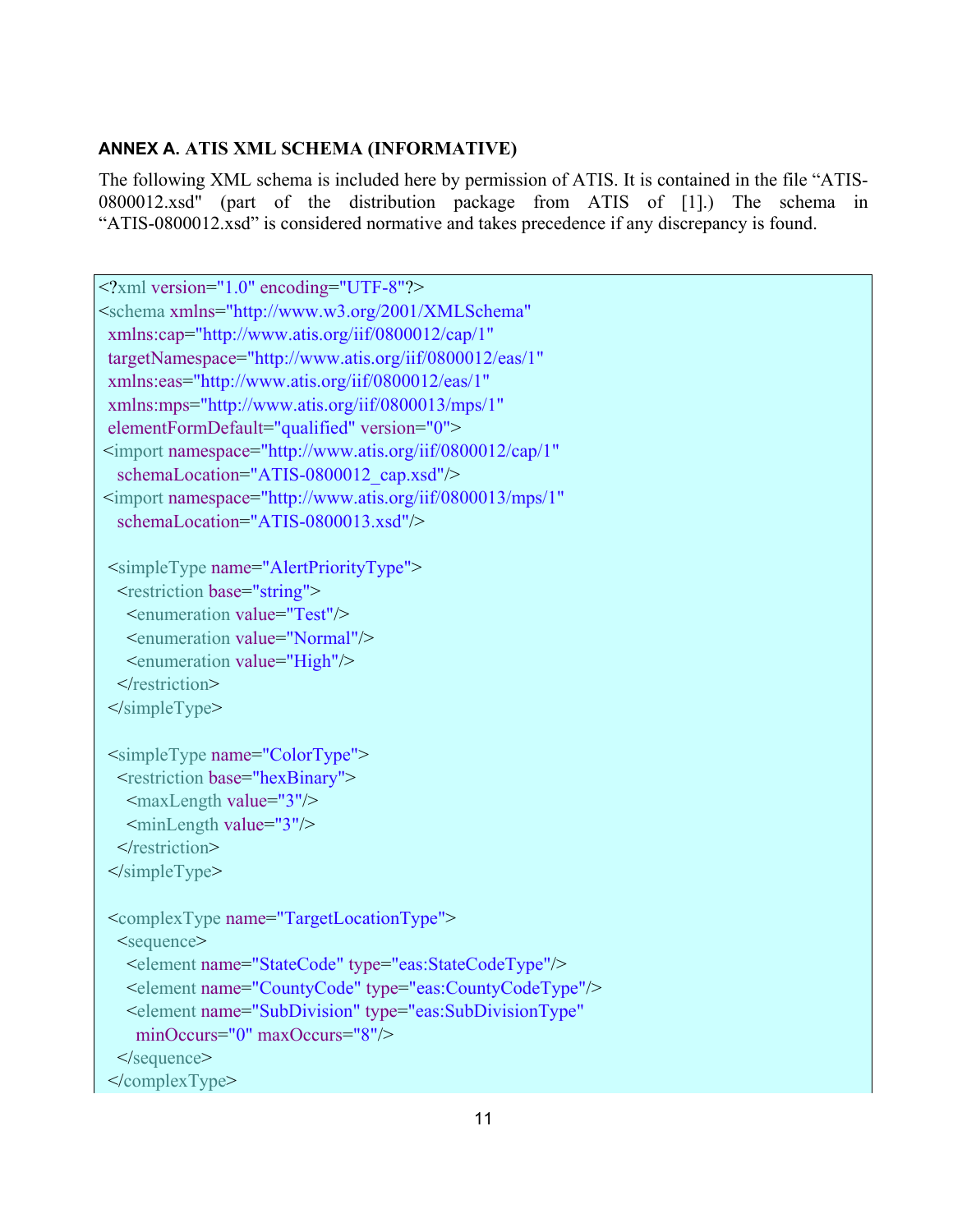## ANNEX A. ATIS XML SCHEMA (INFORMATIVE)

The following XML schema is included here by permission of ATIS. It is contained in the file "ATIS-0800012.xsd" (part of the distribution package from ATIS of [1].) The schema in "ATIS-0800012.xsd" is considered normative and takes precedence if any discrepancy is found.

```
<?xml version="1.0" encoding="UTF-8"?>
<schema xmlns="http://www.w3.org/2001/XMLSchema"
  xmlns:cap="http://www.atis.org/iif/0800012/cap/1"
  targetNamespace="http://www.atis.org/iif/0800012/eas/1"
  xmlns:eas="http://www.atis.org/iif/0800012/eas/1"
  xmlns:mps="http://www.atis.org/iif/0800013/mps/1"
  elementFormDefault="qualified" version="0">
 <import namespace="http://www.atis.org/iif/0800012/cap/1"
    schemaLocation="ATIS-0800012_cap.xsd"/>
 <import namespace="http://www.atis.org/iif/0800013/mps/1"
    schemaLocation="ATIS-0800013.xsd"/>

  <simpleType name="AlertPriorityType">
    <restriction base="string">
      <enumeration value="Test"/>
      <enumeration value="Normal"/>
      <enumeration value="High"/>
    </restriction>
  </simpleType>

  <simpleType name="ColorType">
    <restriction base="hexBinary">
      <maxLength value="3"/>
      <minLength value="3"/>
    </restriction>
  </simpleType>

  <complexType name="TargetLocationType">
    <sequence>
      <element name="StateCode" type="eas:StateCodeType"/>
      <element name="CountyCode" type="eas:CountyCodeType"/>
      <element name="SubDivision" type="eas:SubDivisionType"
        minOccurs="0" maxOccurs="8"/>
    </sequence>
  </complexType>
```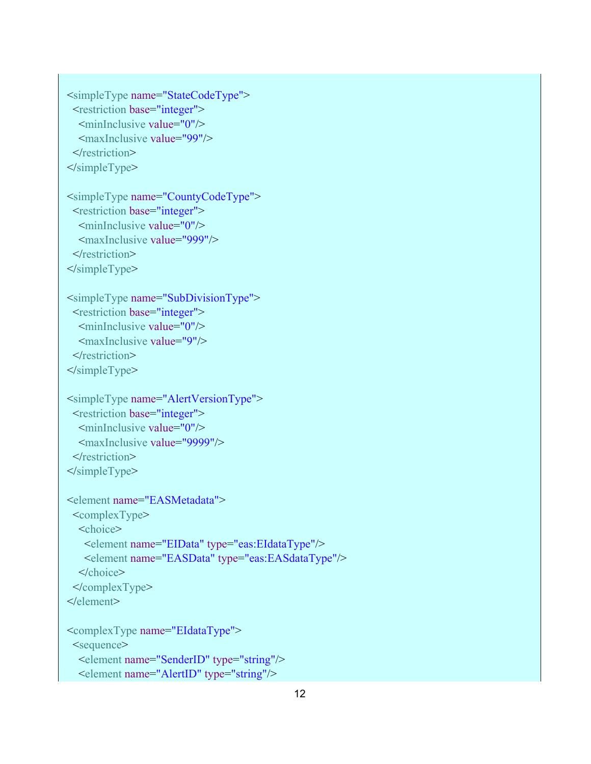```
<simpleType name="StateCodeType">
  <restriction base="integer">
    <minInclusive value="0"/>
    <maxInclusive value="99"/>
  </restriction>
</simpleType>

<simpleType name="CountyCodeType">
  <restriction base="integer">
    <minInclusive value="0"/>
    <maxInclusive value="999"/>
  </restriction>
</simpleType>

<simpleType name="SubDivisionType">
  <restriction base="integer">
    <minInclusive value="0"/>
    <maxInclusive value="9"/>
  </restriction>
</simpleType>

<simpleType name="AlertVersionType">
  <restriction base="integer">
    <minInclusive value="0"/>
    <maxInclusive value="9999"/>
  </restriction>
</simpleType>

<element name="EASMetadata">
  <complexType>
    <choice>
      <element name="EIData" type="eas:EIdataType"/>
      <element name="EASData" type="eas:EASdataType"/>
    </choice>
  </complexType>
</element>

<complexType name="EIdataType">
  <sequence>
    <element name="SenderID" type="string"/>
    <element name="AlertID" type="string"/>
```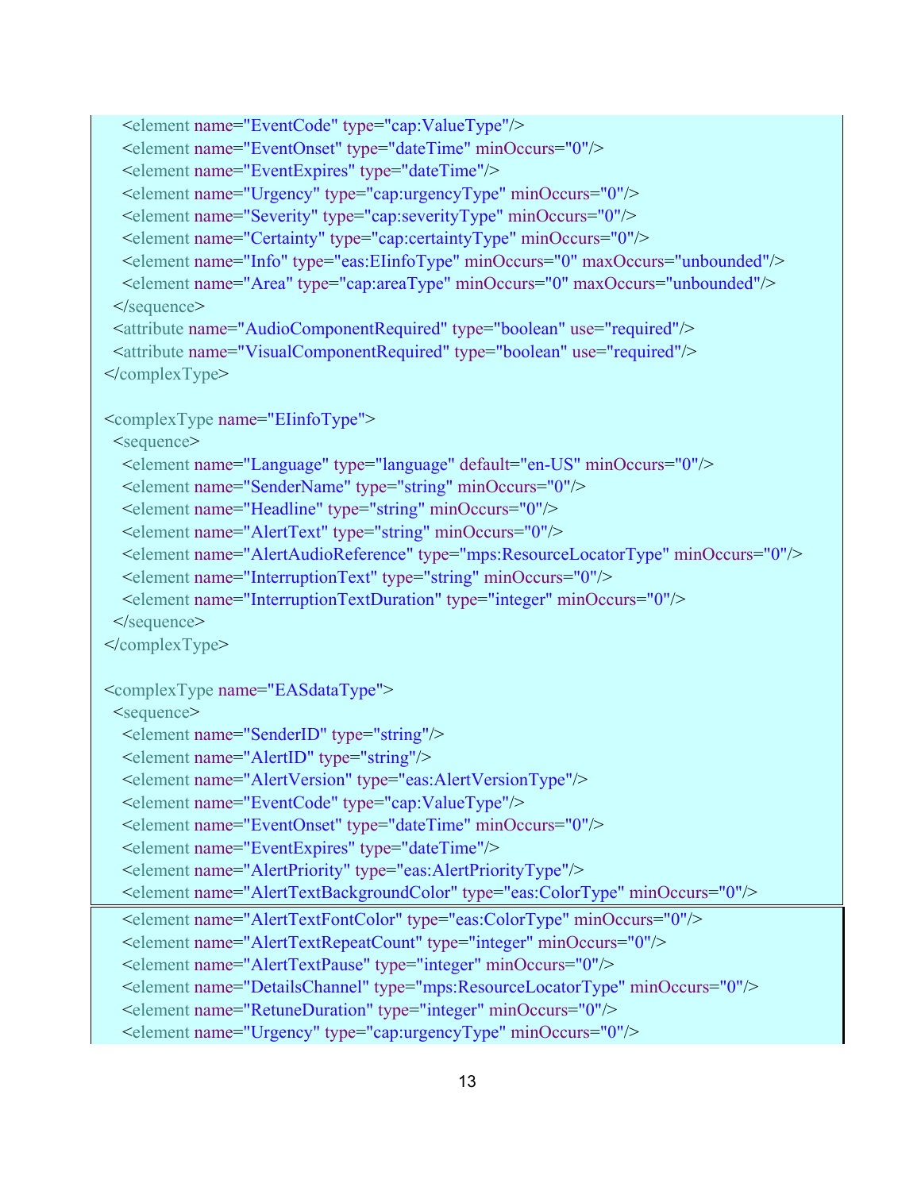```xml
    <element name="EventCode" type="cap:ValueType"/>
    <element name="EventOnset" type="dateTime" minOccurs="0"/>
    <element name="EventExpires" type="dateTime"/>
    <element name="Urgency" type="cap:urgencyType" minOccurs="0"/>
    <element name="Severity" type="cap:severityType" minOccurs="0"/>
    <element name="Certainty" type="cap:certaintyType" minOccurs="0"/>
    <element name="Info" type="eas:EIinfoType" minOccurs="0" maxOccurs="unbounded"/>
    <element name="Area" type="cap:areaType" minOccurs="0" maxOccurs="unbounded"/>
  </sequence>
  <attribute name="AudioComponentRequired" type="boolean" use="required"/>
  <attribute name="VisualComponentRequired" type="boolean" use="required"/>
</complexType>

<complexType name="EIinfoType">
  <sequence>
    <element name="Language" type="language" default="en-US" minOccurs="0"/>
    <element name="SenderName" type="string" minOccurs="0"/>
    <element name="Headline" type="string" minOccurs="0"/>
    <element name="AlertText" type="string" minOccurs="0"/>
    <element name="AlertAudioReference" type="mps:ResourceLocatorType" minOccurs="0"/>
    <element name="InterruptionText" type="string" minOccurs="0"/>
    <element name="InterruptionTextDuration" type="integer" minOccurs="0"/>
  </sequence>
</complexType>

<complexType name="EASdataType">
  <sequence>
    <element name="SenderID" type="string"/>
    <element name="AlertID" type="string"/>
    <element name="AlertVersion" type="eas:AlertVersionType"/>
    <element name="EventCode" type="cap:ValueType"/>
    <element name="EventOnset" type="dateTime" minOccurs="0"/>
    <element name="EventExpires" type="dateTime"/>
    <element name="AlertPriority" type="eas:AlertPriorityType"/>
    <element name="AlertTextBackgroundColor" type="eas:ColorType" minOccurs="0"/>
    <element name="AlertTextFontColor" type="eas:ColorType" minOccurs="0"/>
    <element name="AlertTextRepeatCount" type="integer" minOccurs="0"/>
    <element name="AlertTextPause" type="integer" minOccurs="0"/>
    <element name="DetailsChannel" type="mps:ResourceLocatorType" minOccurs="0"/>
    <element name="RetuneDuration" type="integer" minOccurs="0"/>
    <element name="Urgency" type="cap:urgencyType" minOccurs="0"/>
```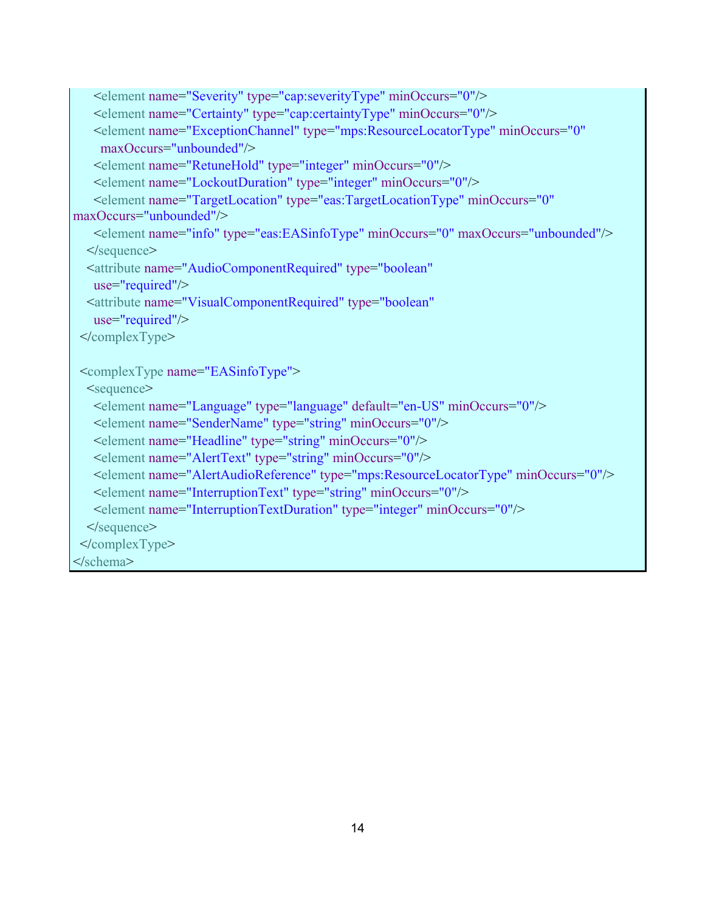```
      <element name="Severity" type="cap:severityType" minOccurs="0"/>
      <element name="Certainty" type="cap:certaintyType" minOccurs="0"/>
      <element name="ExceptionChannel" type="mps:ResourceLocatorType" minOccurs="0"
        maxOccurs="unbounded"/>
      <element name="RetuneHold" type="integer" minOccurs="0"/>
      <element name="LockoutDuration" type="integer" minOccurs="0"/>
      <element name="TargetLocation" type="eas:TargetLocationType" minOccurs="0"
maxOccurs="unbounded"/>
      <element name="info" type="eas:EASinfoType" minOccurs="0" maxOccurs="unbounded"/>
    </sequence>
    <attribute name="AudioComponentRequired" type="boolean"
      use="required"/>
    <attribute name="VisualComponentRequired" type="boolean"
      use="required"/>
  </complexType>

  <complexType name="EASinfoType">
    <sequence>
      <element name="Language" type="language" default="en-US" minOccurs="0"/>
      <element name="SenderName" type="string" minOccurs="0"/>
      <element name="Headline" type="string" minOccurs="0"/>
      <element name="AlertText" type="string" minOccurs="0"/>
      <element name="AlertAudioReference" type="mps:ResourceLocatorType" minOccurs="0"/>
      <element name="InterruptionText" type="string" minOccurs="0"/>
      <element name="InterruptionTextDuration" type="integer" minOccurs="0"/>
    </sequence>
  </complexType>
</schema>
```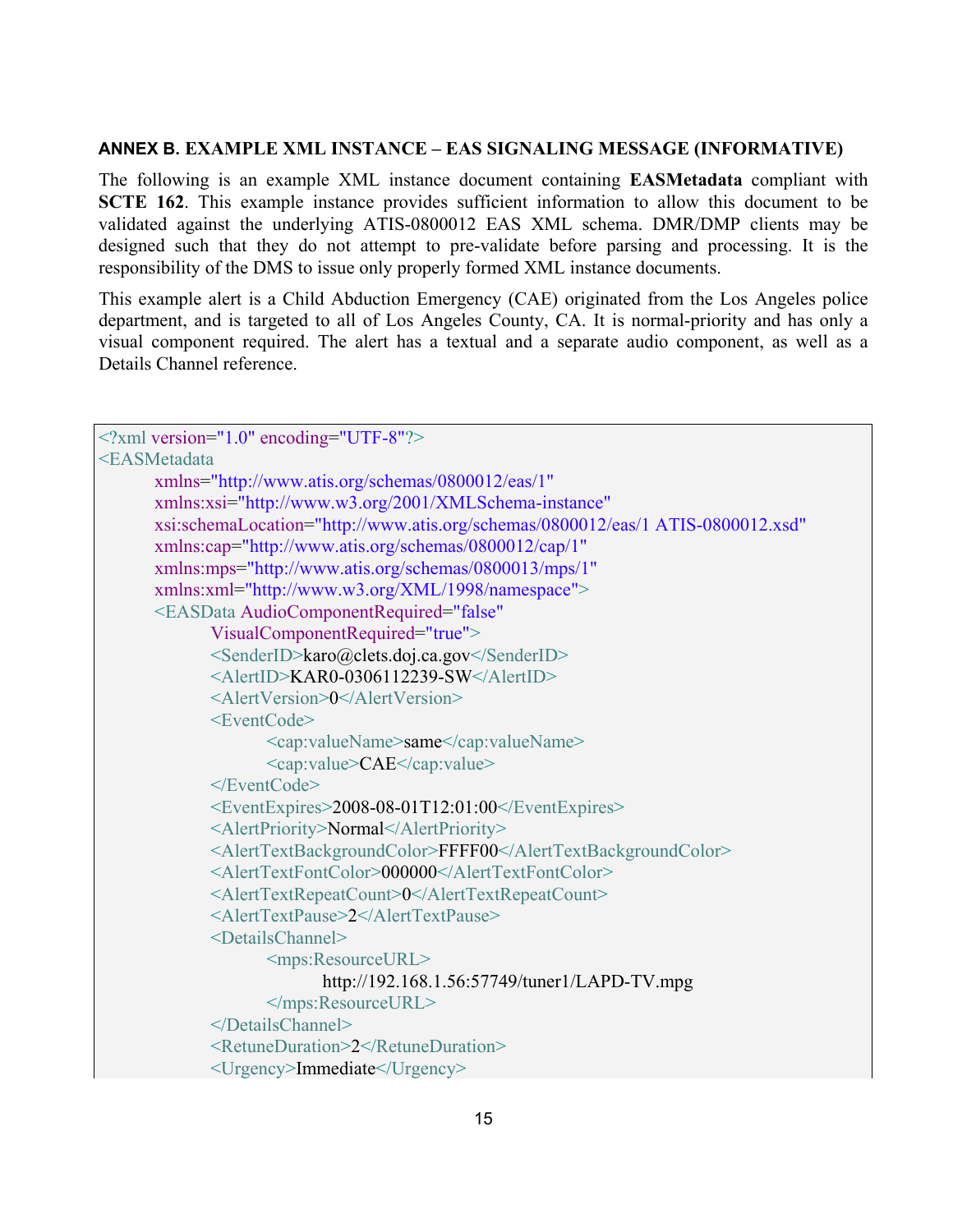## ANNEX B. EXAMPLE XML INSTANCE – EAS SIGNALING MESSAGE (INFORMATIVE)

The following is an example XML instance document containing **EASMetadata** compliant with **SCTE 162**. This example instance provides sufficient information to allow this document to be validated against the underlying ATIS-0800012 EAS XML schema. DMR/DMP clients may be designed such that they do not attempt to pre-validate before parsing and processing. It is the responsibility of the DMS to issue only properly formed XML instance documents.

This example alert is a Child Abduction Emergency (CAE) originated from the Los Angeles police department, and is targeted to all of Los Angeles County, CA. It is normal-priority and has only a visual component required. The alert has a textual and a separate audio component, as well as a Details Channel reference.

```
<?xml version="1.0" encoding="UTF-8"?>
<EASMetadata
        xmlns="http://www.atis.org/schemas/0800012/eas/1"
        xmlns:xsi="http://www.w3.org/2001/XMLSchema-instance"
        xsi:schemaLocation="http://www.atis.org/schemas/0800012/eas/1 ATIS-0800012.xsd"
        xmlns:cap="http://www.atis.org/schemas/0800012/cap/1"
        xmlns:mps="http://www.atis.org/schemas/0800013/mps/1"
        xmlns:xml="http://www.w3.org/XML/1998/namespace">
        <EASData AudioComponentRequired="false"
                VisualComponentRequired="true">
                <SenderID>karo@clets.doj.ca.gov</SenderID>
                <AlertID>KAR0-0306112239-SW</AlertID>
                <AlertVersion>0</AlertVersion>
                <EventCode>
                        <cap:valueName>same</cap:valueName>
                        <cap:value>CAE</cap:value>
                </EventCode>
                <EventExpires>2008-08-01T12:01:00</EventExpires>
                <AlertPriority>Normal</AlertPriority>
                <AlertTextBackgroundColor>FFFF00</AlertTextBackgroundColor>
                <AlertTextFontColor>000000</AlertTextFontColor>
                <AlertTextRepeatCount>0</AlertTextRepeatCount>
                <AlertTextPause>2</AlertTextPause>
                <DetailsChannel>
                        <mps:ResourceURL>
                                http://192.168.1.56:57749/tuner1/LAPD-TV.mpg
                        </mps:ResourceURL>
                </DetailsChannel>
                <RetuneDuration>2</RetuneDuration>
                <Urgency>Immediate</Urgency>
```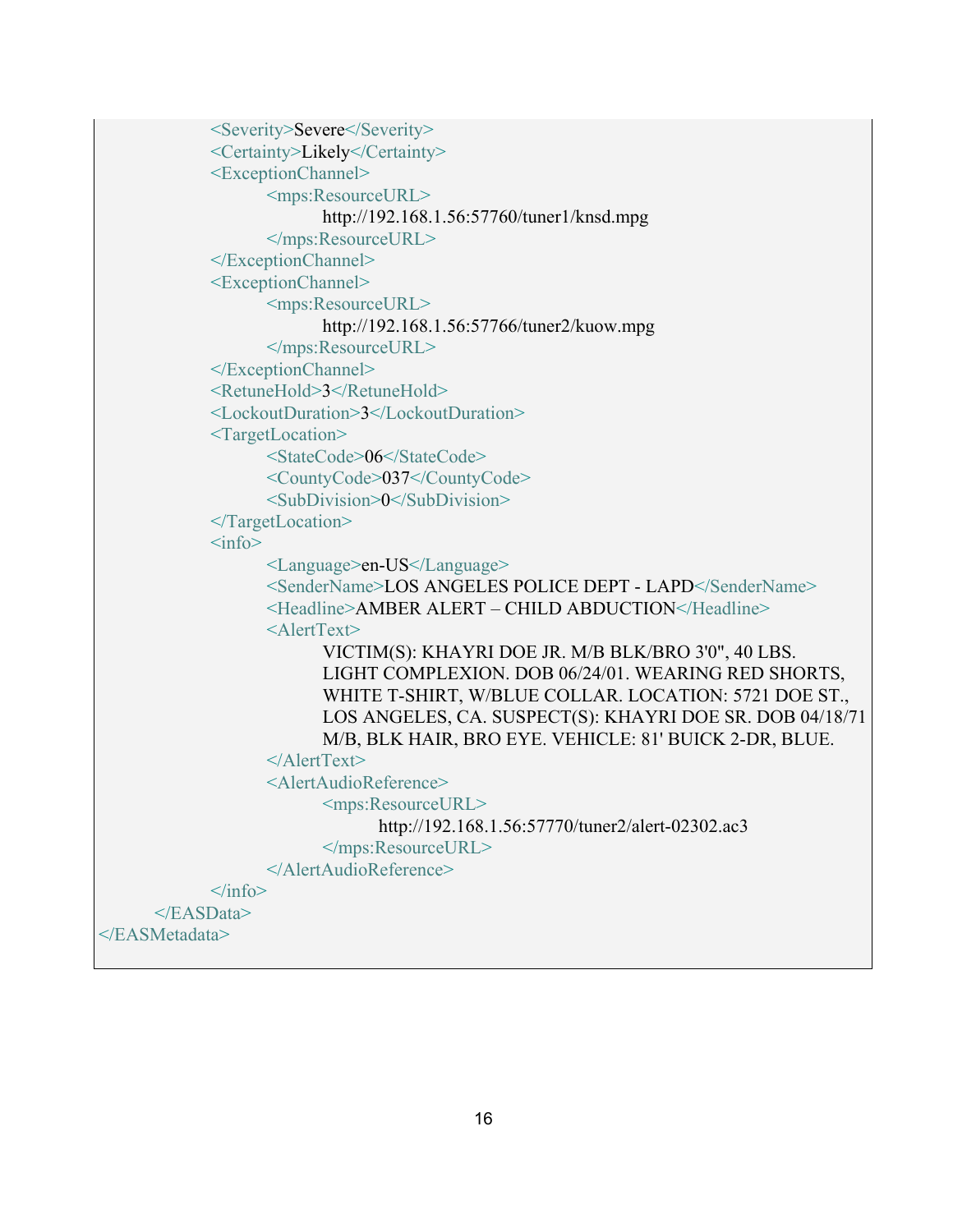```
            <Severity>Severe</Severity>
            <Certainty>Likely</Certainty>
            <ExceptionChannel>
                <mps:ResourceURL>
                    http://192.168.1.56:57760/tuner1/knsd.mpg
                </mps:ResourceURL>
            </ExceptionChannel>
            <ExceptionChannel>
                <mps:ResourceURL>
                    http://192.168.1.56:57766/tuner2/kuow.mpg
                </mps:ResourceURL>
            </ExceptionChannel>
            <RetuneHold>3</RetuneHold>
            <LockoutDuration>3</LockoutDuration>
            <TargetLocation>
                <StateCode>06</StateCode>
                <CountyCode>037</CountyCode>
                <SubDivision>0</SubDivision>
            </TargetLocation>
            <info>
                <Language>en-US</Language>
                <SenderName>LOS ANGELES POLICE DEPT - LAPD</SenderName>
                <Headline>AMBER ALERT – CHILD ABDUCTION</Headline>
                <AlertText>
                    VICTIM(S): KHAYRI DOE JR. M/B BLK/BRO 3'0", 40 LBS.
                    LIGHT COMPLEXION. DOB 06/24/01. WEARING RED SHORTS,
                    WHITE T-SHIRT, W/BLUE COLLAR. LOCATION: 5721 DOE ST.,
                    LOS ANGELES, CA. SUSPECT(S): KHAYRI DOE SR. DOB 04/18/71
                    M/B, BLK HAIR, BRO EYE. VEHICLE: 81' BUICK 2-DR, BLUE.
                </AlertText>
                <AlertAudioReference>
                    <mps:ResourceURL>
                        http://192.168.1.56:57770/tuner2/alert-02302.ac3
                    </mps:ResourceURL>
                </AlertAudioReference>
            </info>
        </EASData>
</EASMetadata>
```